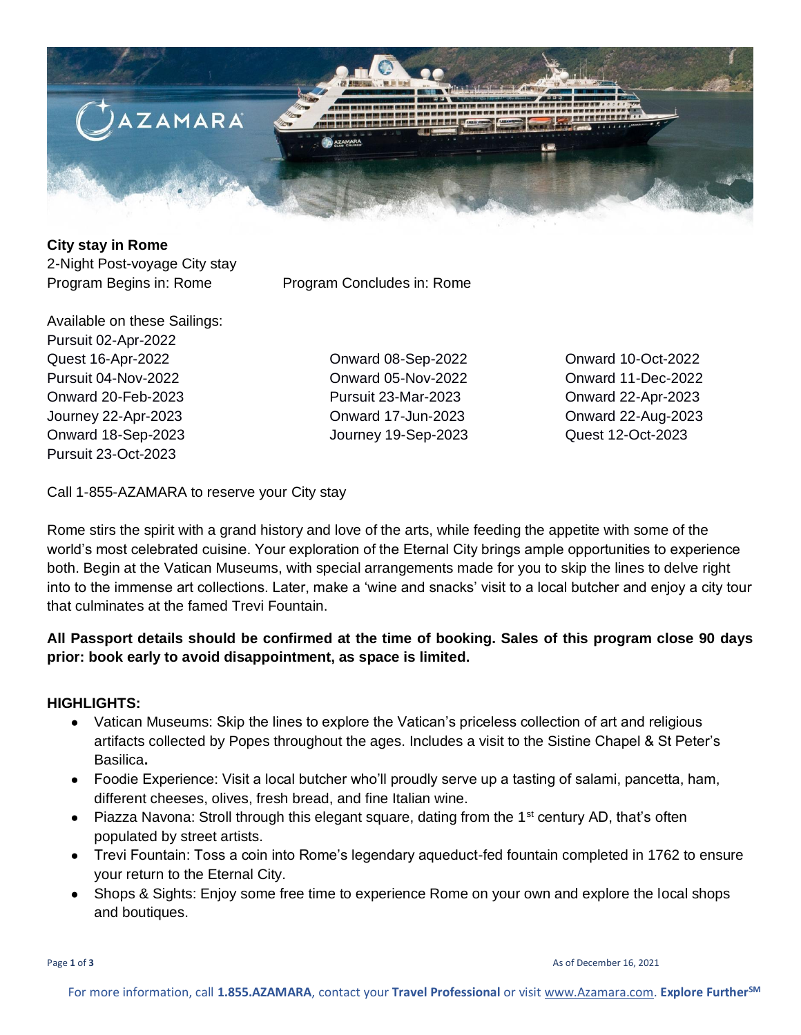**City stay in Rome**

2-Night Post-voyage City stay

Program Begins in: Rome    Program Concludes in: Rome

Available on these Sailings:

Pursuit 02-Apr-2022
Quest 16-Apr-2022
Pursuit 04-Nov-2022
Onward 20-Feb-2023
Journey 22-Apr-2023
Onward 18-Sep-2023
Pursuit 23-Oct-2023
Onward 08-Sep-2022
Onward 05-Nov-2022
Pursuit 23-Mar-2023
Onward 17-Jun-2023
Journey 19-Sep-2023
Onward 10-Oct-2022
Onward 11-Dec-2022
Onward 22-Apr-2023
Onward 22-Aug-2023
Quest 12-Oct-2023

Call 1-855-AZAMARA to reserve your City stay

Rome stirs the spirit with a grand history and love of the arts, while feeding the appetite with some of the world's most celebrated cuisine. Your exploration of the Eternal City brings ample opportunities to experience both. Begin at the Vatican Museums, with special arrangements made for you to skip the lines to delve right into to the immense art collections. Later, make a 'wine and snacks' visit to a local butcher and enjoy a city tour that culminates at the famed Trevi Fountain.

**All Passport details should be confirmed at the time of booking. Sales of this program close 90 days prior: book early to avoid disappointment, as space is limited.**

**HIGHLIGHTS:**

- Vatican Museums: Skip the lines to explore the Vatican's priceless collection of art and religious artifacts collected by Popes throughout the ages. Includes a visit to the Sistine Chapel & St Peter's Basilica**.**
- Foodie Experience: Visit a local butcher who'll proudly serve up a tasting of salami, pancetta, ham, different cheeses, olives, fresh bread, and fine Italian wine.
- Piazza Navona: Stroll through this elegant square, dating from the 1st century AD, that's often populated by street artists.
- Trevi Fountain: Toss a coin into Rome's legendary aqueduct-fed fountain completed in 1762 to ensure your return to the Eternal City.
- Shops & Sights: Enjoy some free time to experience Rome on your own and explore the local shops and boutiques.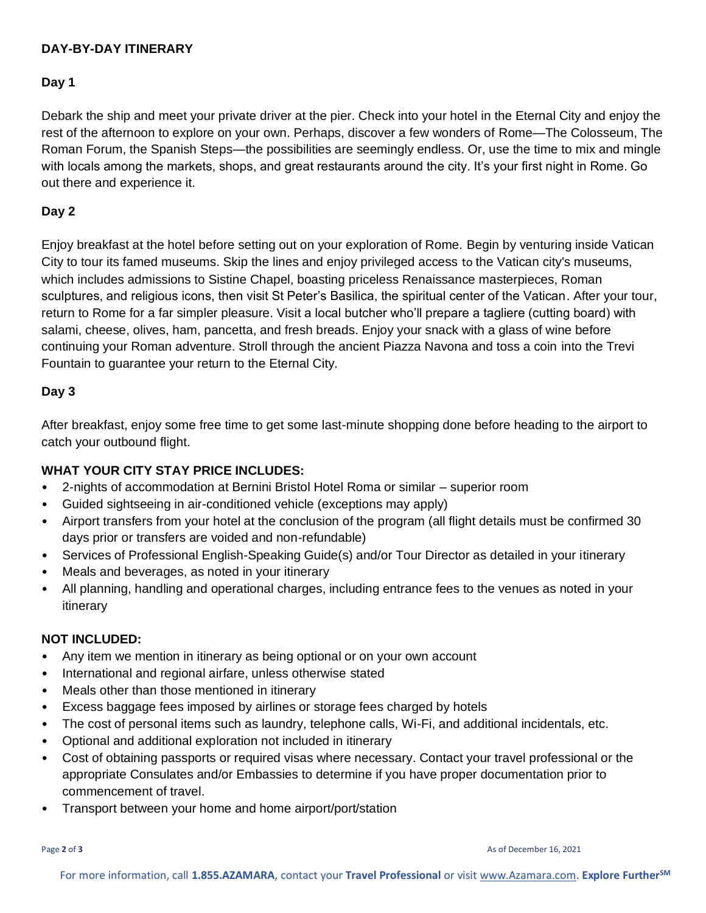## DAY-BY-DAY ITINERARY

### Day 1

Debark the ship and meet your private driver at the pier. Check into your hotel in the Eternal City and enjoy the rest of the afternoon to explore on your own. Perhaps, discover a few wonders of Rome—The Colosseum, The Roman Forum, the Spanish Steps—the possibilities are seemingly endless. Or, use the time to mix and mingle with locals among the markets, shops, and great restaurants around the city. It's your first night in Rome. Go out there and experience it.

### Day 2

Enjoy breakfast at the hotel before setting out on your exploration of Rome. Begin by venturing inside Vatican City to tour its famed museums. Skip the lines and enjoy privileged access to the Vatican city's museums, which includes admissions to Sistine Chapel, boasting priceless Renaissance masterpieces, Roman sculptures, and religious icons, then visit St Peter's Basilica, the spiritual center of the Vatican. After your tour, return to Rome for a far simpler pleasure. Visit a local butcher who'll prepare a tagliere (cutting board) with salami, cheese, olives, ham, pancetta, and fresh breads. Enjoy your snack with a glass of wine before continuing your Roman adventure. Stroll through the ancient Piazza Navona and toss a coin into the Trevi Fountain to guarantee your return to the Eternal City.

### Day 3

After breakfast, enjoy some free time to get some last-minute shopping done before heading to the airport to catch your outbound flight.

## WHAT YOUR CITY STAY PRICE INCLUDES:

- 2-nights of accommodation at Bernini Bristol Hotel Roma or similar – superior room
- Guided sightseeing in air-conditioned vehicle (exceptions may apply)
- Airport transfers from your hotel at the conclusion of the program (all flight details must be confirmed 30 days prior or transfers are voided and non-refundable)
- Services of Professional English-Speaking Guide(s) and/or Tour Director as detailed in your itinerary
- Meals and beverages, as noted in your itinerary
- All planning, handling and operational charges, including entrance fees to the venues as noted in your itinerary

## NOT INCLUDED:

- Any item we mention in itinerary as being optional or on your own account
- International and regional airfare, unless otherwise stated
- Meals other than those mentioned in itinerary
- Excess baggage fees imposed by airlines or storage fees charged by hotels
- The cost of personal items such as laundry, telephone calls, Wi-Fi, and additional incidentals, etc.
- Optional and additional exploration not included in itinerary
- Cost of obtaining passports or required visas where necessary. Contact your travel professional or the appropriate Consulates and/or Embassies to determine if you have proper documentation prior to commencement of travel.
- Transport between your home and home airport/port/station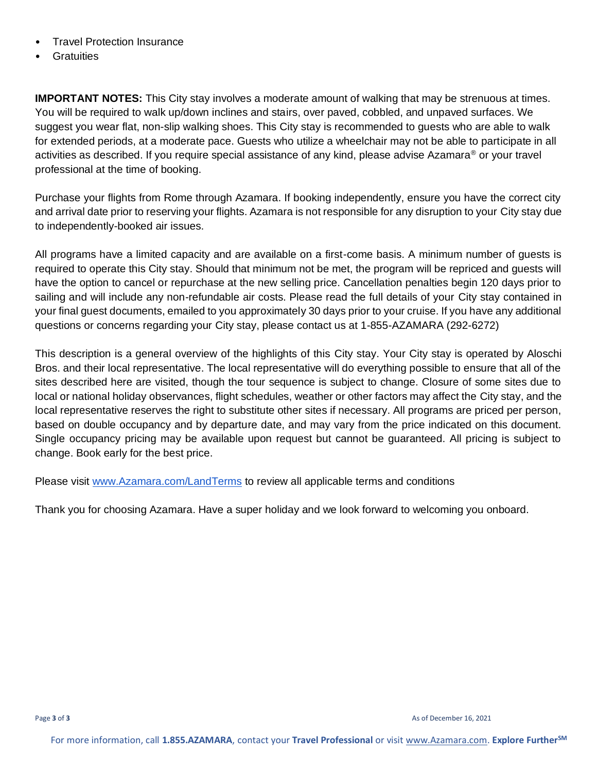- Travel Protection Insurance
- Gratuities

**IMPORTANT NOTES:** This City stay involves a moderate amount of walking that may be strenuous at times. You will be required to walk up/down inclines and stairs, over paved, cobbled, and unpaved surfaces. We suggest you wear flat, non-slip walking shoes. This City stay is recommended to guests who are able to walk for extended periods, at a moderate pace. Guests who utilize a wheelchair may not be able to participate in all activities as described. If you require special assistance of any kind, please advise Azamara® or your travel professional at the time of booking.

Purchase your flights from Rome through Azamara. If booking independently, ensure you have the correct city and arrival date prior to reserving your flights. Azamara is not responsible for any disruption to your City stay due to independently-booked air issues.

All programs have a limited capacity and are available on a first-come basis. A minimum number of guests is required to operate this City stay. Should that minimum not be met, the program will be repriced and guests will have the option to cancel or repurchase at the new selling price. Cancellation penalties begin 120 days prior to sailing and will include any non-refundable air costs. Please read the full details of your City stay contained in your final guest documents, emailed to you approximately 30 days prior to your cruise. If you have any additional questions or concerns regarding your City stay, please contact us at 1-855-AZAMARA (292-6272)

This description is a general overview of the highlights of this City stay. Your City stay is operated by Aloschi Bros. and their local representative. The local representative will do everything possible to ensure that all of the sites described here are visited, though the tour sequence is subject to change. Closure of some sites due to local or national holiday observances, flight schedules, weather or other factors may affect the City stay, and the local representative reserves the right to substitute other sites if necessary. All programs are priced per person, based on double occupancy and by departure date, and may vary from the price indicated on this document. Single occupancy pricing may be available upon request but cannot be guaranteed. All pricing is subject to change. Book early for the best price.

Please visit www.Azamara.com/LandTerms to review all applicable terms and conditions

Thank you for choosing Azamara. Have a super holiday and we look forward to welcoming you onboard.